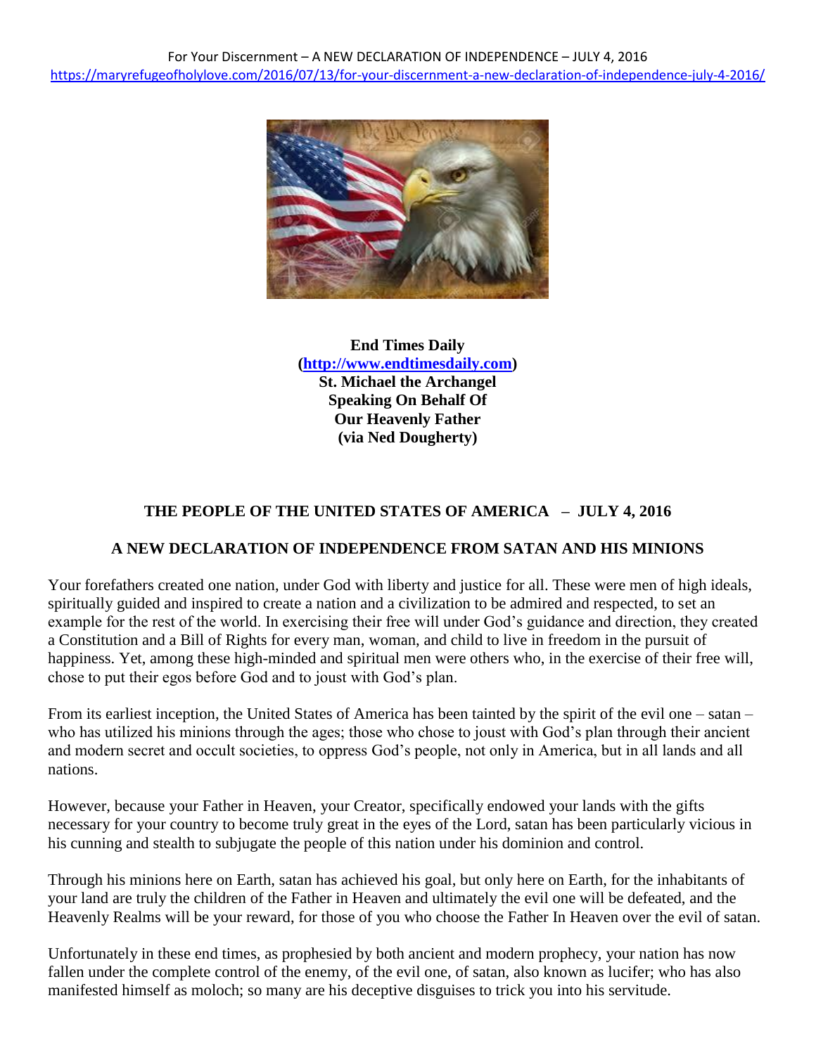For Your Discernment – A NEW DECLARATION OF INDEPENDENCE – JULY 4, 2016
https://maryrefugeofholylove.com/2016/07/13/for-your-discernment-a-new-declaration-of-independence-july-4-2016/

**End Times Daily**
**(http://www.endtimesdaily.com)**
**St. Michael the Archangel**
**Speaking On Behalf Of**
**Our Heavenly Father**
**(via Ned Dougherty)**

**THE PEOPLE OF THE UNITED STATES OF AMERICA – JULY 4, 2016**

**A NEW DECLARATION OF INDEPENDENCE FROM SATAN AND HIS MINIONS**

Your forefathers created one nation, under God with liberty and justice for all. These were men of high ideals, spiritually guided and inspired to create a nation and a civilization to be admired and respected, to set an example for the rest of the world. In exercising their free will under God's guidance and direction, they created a Constitution and a Bill of Rights for every man, woman, and child to live in freedom in the pursuit of happiness. Yet, among these high-minded and spiritual men were others who, in the exercise of their free will, chose to put their egos before God and to joust with God's plan.

From its earliest inception, the United States of America has been tainted by the spirit of the evil one – satan – who has utilized his minions through the ages; those who chose to joust with God's plan through their ancient and modern secret and occult societies, to oppress God's people, not only in America, but in all lands and all nations.

However, because your Father in Heaven, your Creator, specifically endowed your lands with the gifts necessary for your country to become truly great in the eyes of the Lord, satan has been particularly vicious in his cunning and stealth to subjugate the people of this nation under his dominion and control.

Through his minions here on Earth, satan has achieved his goal, but only here on Earth, for the inhabitants of your land are truly the children of the Father in Heaven and ultimately the evil one will be defeated, and the Heavenly Realms will be your reward, for those of you who choose the Father In Heaven over the evil of satan.

Unfortunately in these end times, as prophesied by both ancient and modern prophecy, your nation has now fallen under the complete control of the enemy, of the evil one, of satan, also known as lucifer; who has also manifested himself as moloch; so many are his deceptive disguises to trick you into his servitude.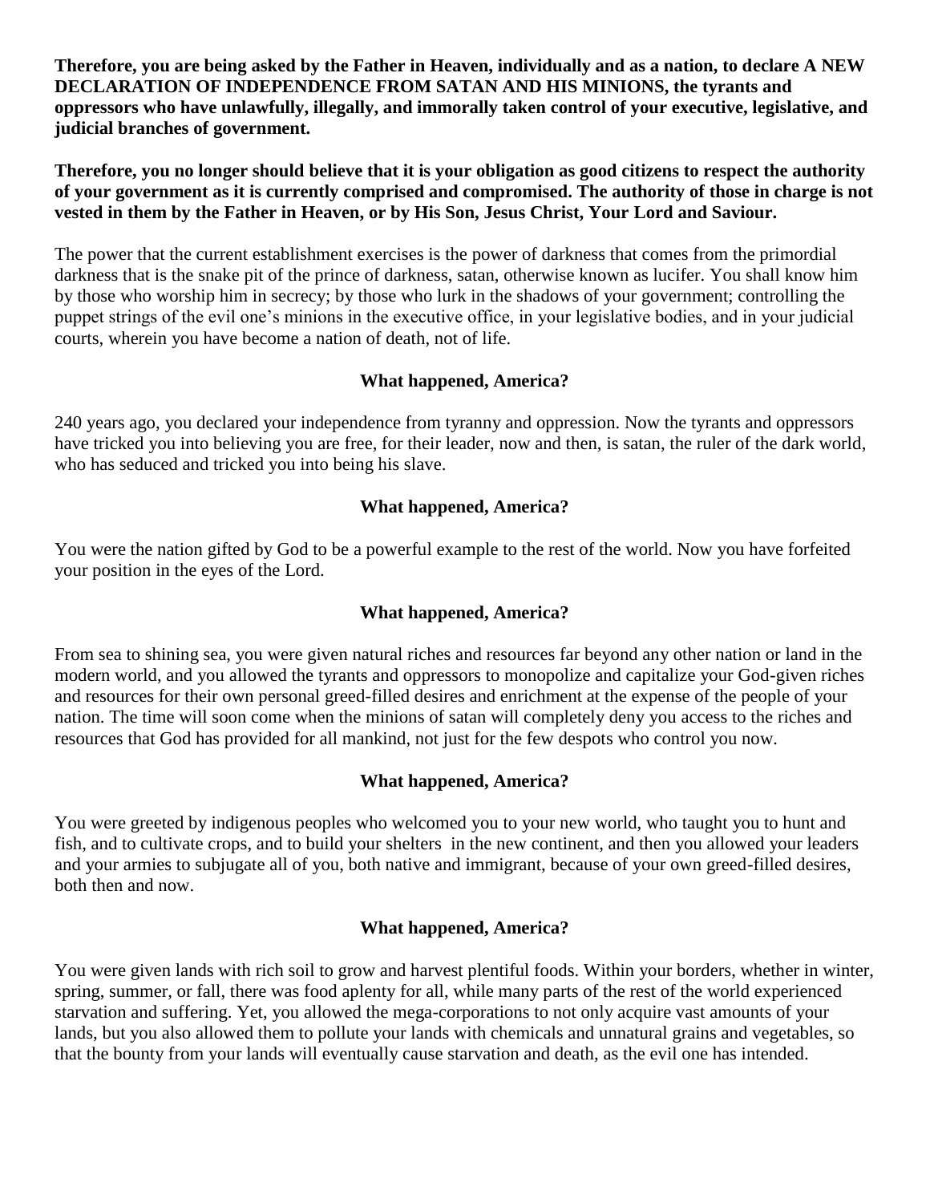**Therefore, you are being asked by the Father in Heaven, individually and as a nation, to declare A NEW DECLARATION OF INDEPENDENCE FROM SATAN AND HIS MINIONS, the tyrants and oppressors who have unlawfully, illegally, and immorally taken control of your executive, legislative, and judicial branches of government.**

**Therefore, you no longer should believe that it is your obligation as good citizens to respect the authority of your government as it is currently comprised and compromised. The authority of those in charge is not vested in them by the Father in Heaven, or by His Son, Jesus Christ, Your Lord and Saviour.**

The power that the current establishment exercises is the power of darkness that comes from the primordial darkness that is the snake pit of the prince of darkness, satan, otherwise known as lucifer. You shall know him by those who worship him in secrecy; by those who lurk in the shadows of your government; controlling the puppet strings of the evil one's minions in the executive office, in your legislative bodies, and in your judicial courts, wherein you have become a nation of death, not of life.

**What happened, America?**

240 years ago, you declared your independence from tyranny and oppression. Now the tyrants and oppressors have tricked you into believing you are free, for their leader, now and then, is satan, the ruler of the dark world, who has seduced and tricked you into being his slave.

**What happened, America?**

You were the nation gifted by God to be a powerful example to the rest of the world. Now you have forfeited your position in the eyes of the Lord.

**What happened, America?**

From sea to shining sea, you were given natural riches and resources far beyond any other nation or land in the modern world, and you allowed the tyrants and oppressors to monopolize and capitalize your God-given riches and resources for their own personal greed-filled desires and enrichment at the expense of the people of your nation. The time will soon come when the minions of satan will completely deny you access to the riches and resources that God has provided for all mankind, not just for the few despots who control you now.

**What happened, America?**

You were greeted by indigenous peoples who welcomed you to your new world, who taught you to hunt and fish, and to cultivate crops, and to build your shelters in the new continent, and then you allowed your leaders and your armies to subjugate all of you, both native and immigrant, because of your own greed-filled desires, both then and now.

**What happened, America?**

You were given lands with rich soil to grow and harvest plentiful foods. Within your borders, whether in winter, spring, summer, or fall, there was food aplenty for all, while many parts of the rest of the world experienced starvation and suffering. Yet, you allowed the mega-corporations to not only acquire vast amounts of your lands, but you also allowed them to pollute your lands with chemicals and unnatural grains and vegetables, so that the bounty from your lands will eventually cause starvation and death, as the evil one has intended.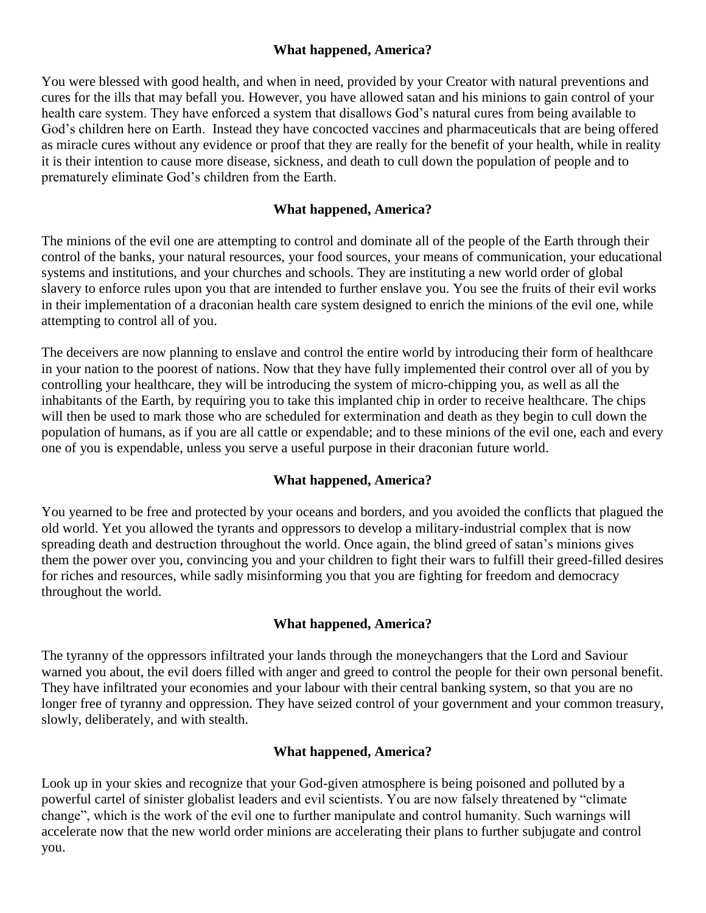**What happened, America?**

You were blessed with good health, and when in need, provided by your Creator with natural preventions and cures for the ills that may befall you. However, you have allowed satan and his minions to gain control of your health care system. They have enforced a system that disallows God's natural cures from being available to God's children here on Earth. Instead they have concocted vaccines and pharmaceuticals that are being offered as miracle cures without any evidence or proof that they are really for the benefit of your health, while in reality it is their intention to cause more disease, sickness, and death to cull down the population of people and to prematurely eliminate God's children from the Earth.

**What happened, America?**

The minions of the evil one are attempting to control and dominate all of the people of the Earth through their control of the banks, your natural resources, your food sources, your means of communication, your educational systems and institutions, and your churches and schools. They are instituting a new world order of global slavery to enforce rules upon you that are intended to further enslave you. You see the fruits of their evil works in their implementation of a draconian health care system designed to enrich the minions of the evil one, while attempting to control all of you.

The deceivers are now planning to enslave and control the entire world by introducing their form of healthcare in your nation to the poorest of nations. Now that they have fully implemented their control over all of you by controlling your healthcare, they will be introducing the system of micro-chipping you, as well as all the inhabitants of the Earth, by requiring you to take this implanted chip in order to receive healthcare. The chips will then be used to mark those who are scheduled for extermination and death as they begin to cull down the population of humans, as if you are all cattle or expendable; and to these minions of the evil one, each and every one of you is expendable, unless you serve a useful purpose in their draconian future world.

**What happened, America?**

You yearned to be free and protected by your oceans and borders, and you avoided the conflicts that plagued the old world. Yet you allowed the tyrants and oppressors to develop a military-industrial complex that is now spreading death and destruction throughout the world. Once again, the blind greed of satan's minions gives them the power over you, convincing you and your children to fight their wars to fulfill their greed-filled desires for riches and resources, while sadly misinforming you that you are fighting for freedom and democracy throughout the world.

**What happened, America?**

The tyranny of the oppressors infiltrated your lands through the moneychangers that the Lord and Saviour warned you about, the evil doers filled with anger and greed to control the people for their own personal benefit. They have infiltrated your economies and your labour with their central banking system, so that you are no longer free of tyranny and oppression. They have seized control of your government and your common treasury, slowly, deliberately, and with stealth.

**What happened, America?**

Look up in your skies and recognize that your God-given atmosphere is being poisoned and polluted by a powerful cartel of sinister globalist leaders and evil scientists. You are now falsely threatened by "climate change", which is the work of the evil one to further manipulate and control humanity. Such warnings will accelerate now that the new world order minions are accelerating their plans to further subjugate and control you.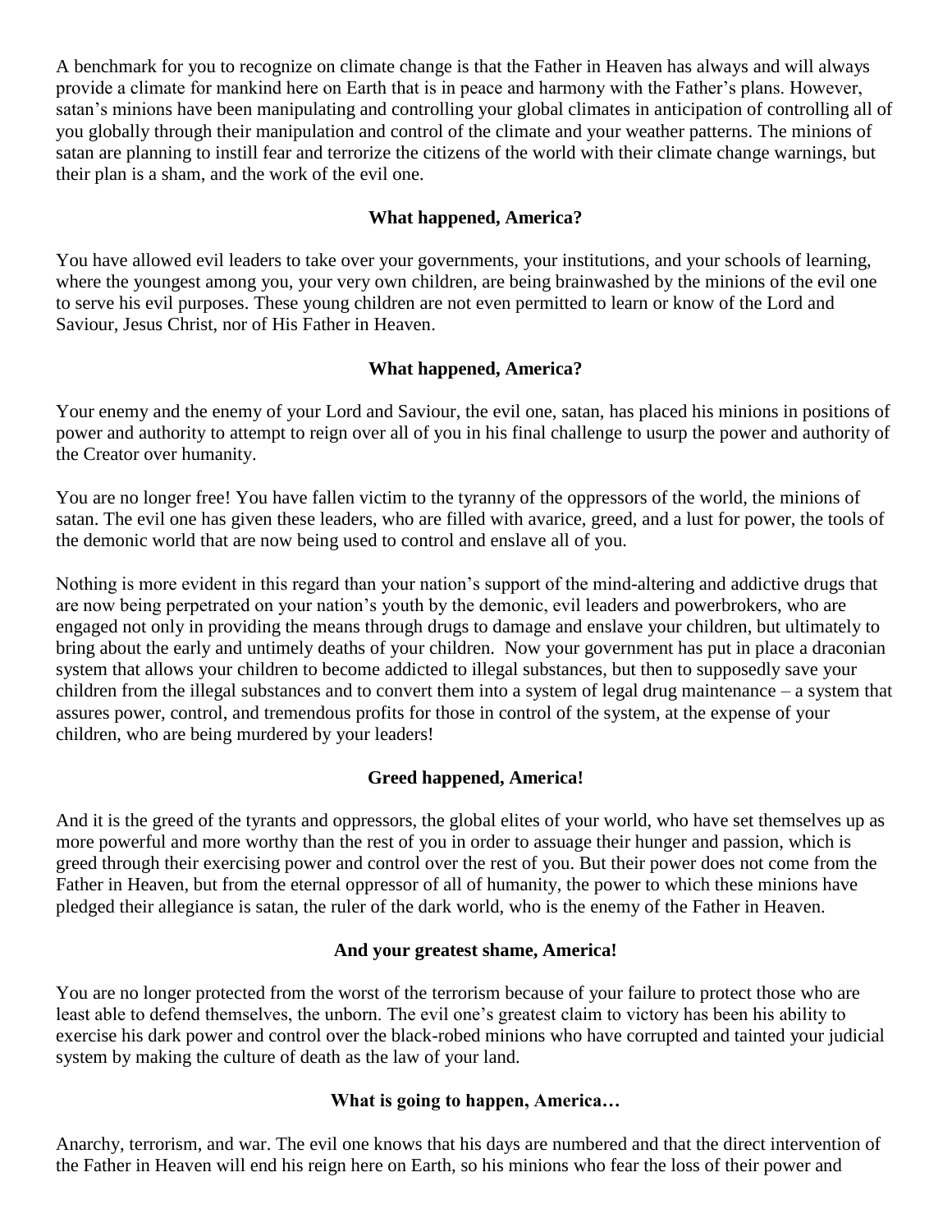A benchmark for you to recognize on climate change is that the Father in Heaven has always and will always provide a climate for mankind here on Earth that is in peace and harmony with the Father's plans. However, satan's minions have been manipulating and controlling your global climates in anticipation of controlling all of you globally through their manipulation and control of the climate and your weather patterns. The minions of satan are planning to instill fear and terrorize the citizens of the world with their climate change warnings, but their plan is a sham, and the work of the evil one.

**What happened, America?**

You have allowed evil leaders to take over your governments, your institutions, and your schools of learning, where the youngest among you, your very own children, are being brainwashed by the minions of the evil one to serve his evil purposes. These young children are not even permitted to learn or know of the Lord and Saviour, Jesus Christ, nor of His Father in Heaven.

**What happened, America?**

Your enemy and the enemy of your Lord and Saviour, the evil one, satan, has placed his minions in positions of power and authority to attempt to reign over all of you in his final challenge to usurp the power and authority of the Creator over humanity.

You are no longer free! You have fallen victim to the tyranny of the oppressors of the world, the minions of satan. The evil one has given these leaders, who are filled with avarice, greed, and a lust for power, the tools of the demonic world that are now being used to control and enslave all of you.

Nothing is more evident in this regard than your nation's support of the mind-altering and addictive drugs that are now being perpetrated on your nation's youth by the demonic, evil leaders and powerbrokers, who are engaged not only in providing the means through drugs to damage and enslave your children, but ultimately to bring about the early and untimely deaths of your children. Now your government has put in place a draconian system that allows your children to become addicted to illegal substances, but then to supposedly save your children from the illegal substances and to convert them into a system of legal drug maintenance – a system that assures power, control, and tremendous profits for those in control of the system, at the expense of your children, who are being murdered by your leaders!

**Greed happened, America!**

And it is the greed of the tyrants and oppressors, the global elites of your world, who have set themselves up as more powerful and more worthy than the rest of you in order to assuage their hunger and passion, which is greed through their exercising power and control over the rest of you. But their power does not come from the Father in Heaven, but from the eternal oppressor of all of humanity, the power to which these minions have pledged their allegiance is satan, the ruler of the dark world, who is the enemy of the Father in Heaven.

**And your greatest shame, America!**

You are no longer protected from the worst of the terrorism because of your failure to protect those who are least able to defend themselves, the unborn. The evil one's greatest claim to victory has been his ability to exercise his dark power and control over the black-robed minions who have corrupted and tainted your judicial system by making the culture of death as the law of your land.

**What is going to happen, America…**

Anarchy, terrorism, and war. The evil one knows that his days are numbered and that the direct intervention of the Father in Heaven will end his reign here on Earth, so his minions who fear the loss of their power and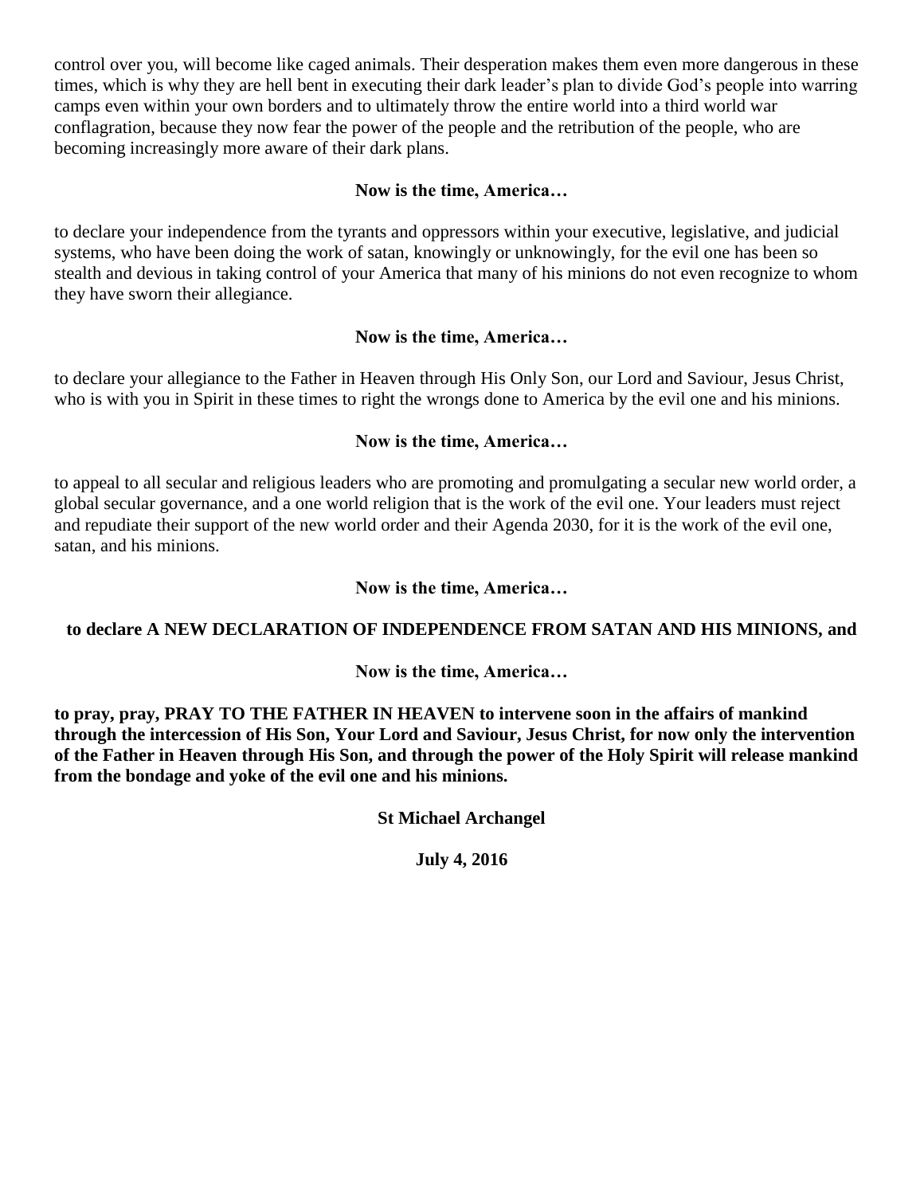control over you, will become like caged animals. Their desperation makes them even more dangerous in these times, which is why they are hell bent in executing their dark leader's plan to divide God's people into warring camps even within your own borders and to ultimately throw the entire world into a third world war conflagration, because they now fear the power of the people and the retribution of the people, who are becoming increasingly more aware of their dark plans.

**Now is the time, America…**

to declare your independence from the tyrants and oppressors within your executive, legislative, and judicial systems, who have been doing the work of satan, knowingly or unknowingly, for the evil one has been so stealth and devious in taking control of your America that many of his minions do not even recognize to whom they have sworn their allegiance.

**Now is the time, America…**

to declare your allegiance to the Father in Heaven through His Only Son, our Lord and Saviour, Jesus Christ, who is with you in Spirit in these times to right the wrongs done to America by the evil one and his minions.

**Now is the time, America…**

to appeal to all secular and religious leaders who are promoting and promulgating a secular new world order, a global secular governance, and a one world religion that is the work of the evil one. Your leaders must reject and repudiate their support of the new world order and their Agenda 2030, for it is the work of the evil one, satan, and his minions.

**Now is the time, America…**

**to declare A NEW DECLARATION OF INDEPENDENCE FROM SATAN AND HIS MINIONS, and**

**Now is the time, America…**

**to pray, pray, PRAY TO THE FATHER IN HEAVEN to intervene soon in the affairs of mankind through the intercession of His Son, Your Lord and Saviour, Jesus Christ, for now only the intervention of the Father in Heaven through His Son, and through the power of the Holy Spirit will release mankind from the bondage and yoke of the evil one and his minions.**

**St Michael Archangel**

**July 4, 2016**